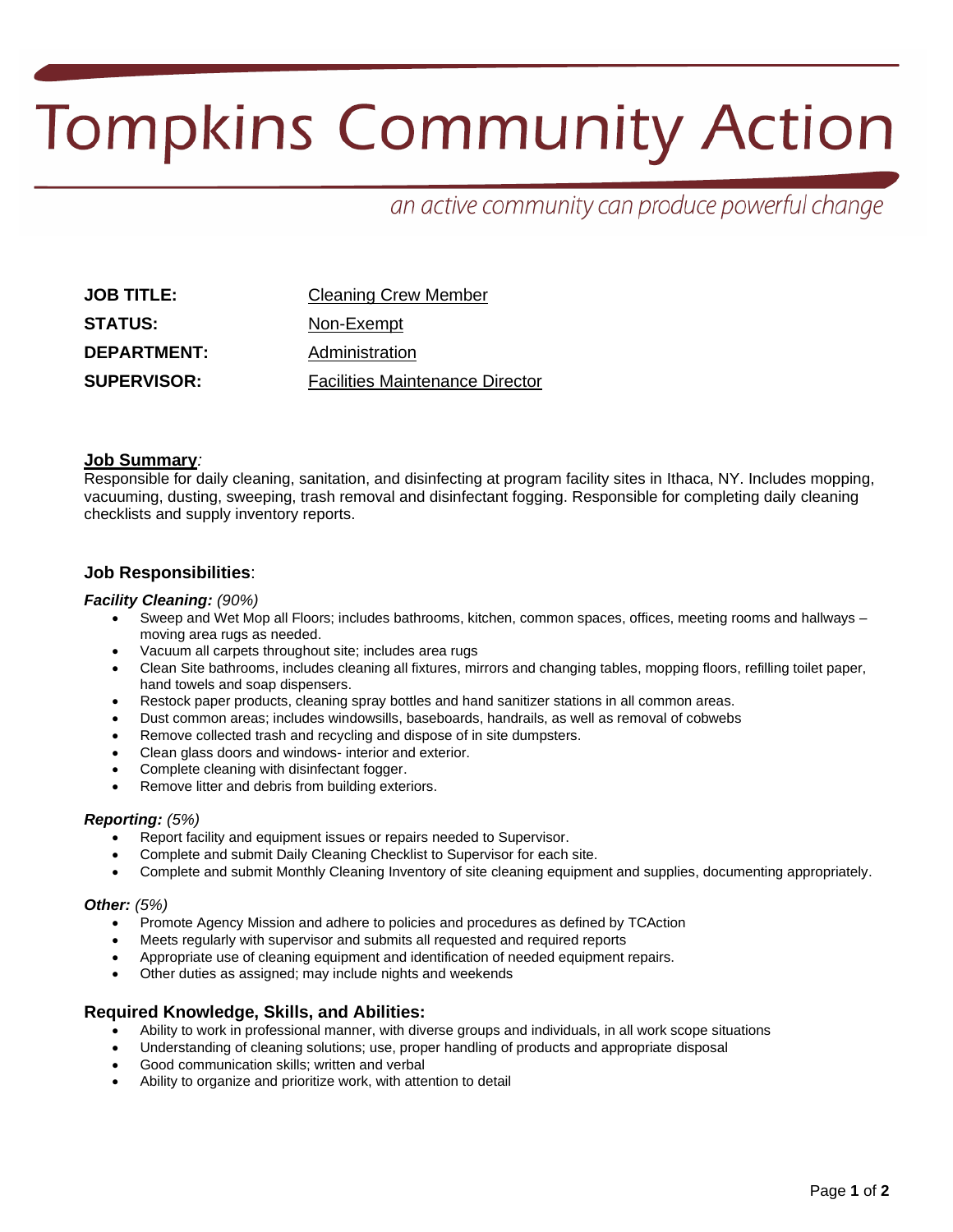# Tompkins Community Action

*an active community can produce powerful change*

| | |
|---|---|
| **JOB TITLE:** | Cleaning Crew Member |
| **STATUS:** | Non-Exempt |
| **DEPARTMENT:** | Administration |
| **SUPERVISOR:** | Facilities Maintenance Director |

**Job Summary***:*
Responsible for daily cleaning, sanitation, and disinfecting at program facility sites in Ithaca, NY. Includes mopping, vacuuming, dusting, sweeping, trash removal and disinfectant fogging. Responsible for completing daily cleaning checklists and supply inventory reports.

### Job Responsibilities:

***Facility Cleaning:*** *(90%)*

- Sweep and Wet Mop all Floors; includes bathrooms, kitchen, common spaces, offices, meeting rooms and hallways – moving area rugs as needed.
- Vacuum all carpets throughout site; includes area rugs
- Clean Site bathrooms, includes cleaning all fixtures, mirrors and changing tables, mopping floors, refilling toilet paper, hand towels and soap dispensers.
- Restock paper products, cleaning spray bottles and hand sanitizer stations in all common areas.
- Dust common areas; includes windowsills, baseboards, handrails, as well as removal of cobwebs
- Remove collected trash and recycling and dispose of in site dumpsters.
- Clean glass doors and windows- interior and exterior.
- Complete cleaning with disinfectant fogger.
- Remove litter and debris from building exteriors.

***Reporting:*** *(5%)*

- Report facility and equipment issues or repairs needed to Supervisor.
- Complete and submit Daily Cleaning Checklist to Supervisor for each site.
- Complete and submit Monthly Cleaning Inventory of site cleaning equipment and supplies, documenting appropriately.

***Other:*** *(5%)*

- Promote Agency Mission and adhere to policies and procedures as defined by TCAction
- Meets regularly with supervisor and submits all requested and required reports
- Appropriate use of cleaning equipment and identification of needed equipment repairs.
- Other duties as assigned; may include nights and weekends

### Required Knowledge, Skills, and Abilities:

- Ability to work in professional manner, with diverse groups and individuals, in all work scope situations
- Understanding of cleaning solutions; use, proper handling of products and appropriate disposal
- Good communication skills; written and verbal
- Ability to organize and prioritize work, with attention to detail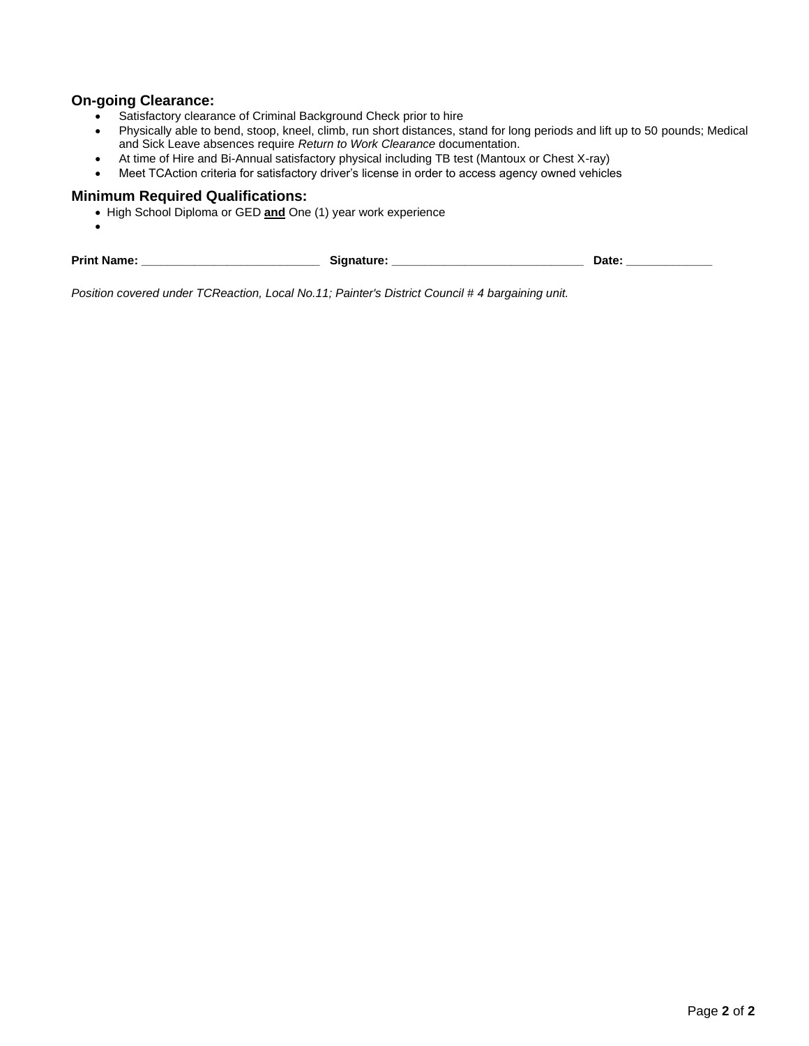## On-going Clearance:

- Satisfactory clearance of Criminal Background Check prior to hire
- Physically able to bend, stoop, kneel, climb, run short distances, stand for long periods and lift up to 50 pounds; Medical and Sick Leave absences require *Return to Work Clearance* documentation.
- At time of Hire and Bi-Annual satisfactory physical including TB test (Mantoux or Chest X-ray)
- Meet TCAction criteria for satisfactory driver's license in order to access agency owned vehicles

## Minimum Required Qualifications:

- High School Diploma or GED **and** One (1) year work experience
- 

**Print Name:** ___________________________ **Signature:** _____________________________ **Date:** _____________

*Position covered under TCReaction, Local No.11; Painter's District Council # 4 bargaining unit.*